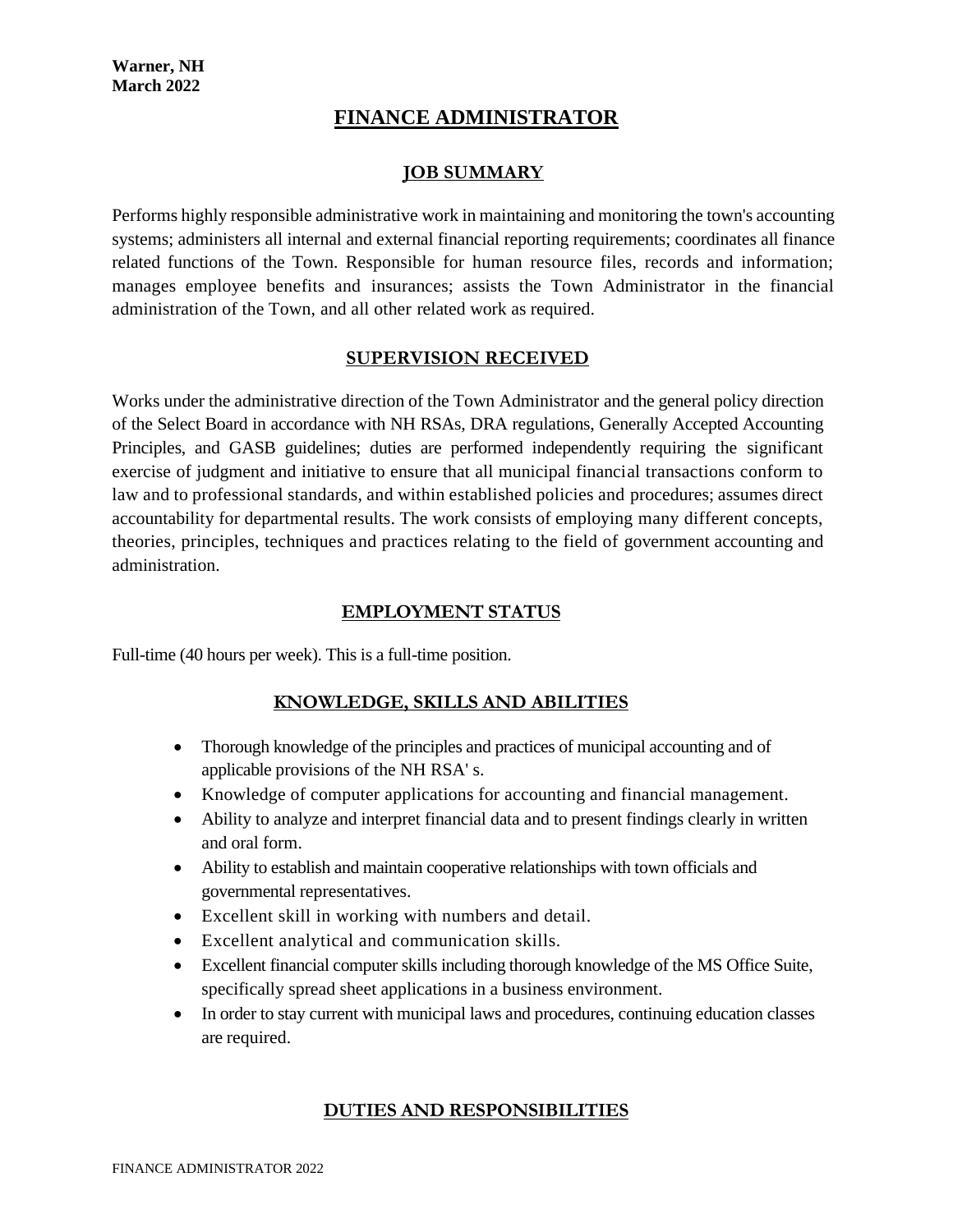**Warner, NH**
**March 2022**

# FINANCE ADMINISTRATOR

## JOB SUMMARY

Performs highly responsible administrative work in maintaining and monitoring the town's accounting systems; administers all internal and external financial reporting requirements; coordinates all finance related functions of the Town. Responsible for human resource files, records and information; manages employee benefits and insurances; assists the Town Administrator in the financial administration of the Town, and all other related work as required.

## SUPERVISION RECEIVED

Works under the administrative direction of the Town Administrator and the general policy direction of the Select Board in accordance with NH RSAs, DRA regulations, Generally Accepted Accounting Principles, and GASB guidelines; duties are performed independently requiring the significant exercise of judgment and initiative to ensure that all municipal financial transactions conform to law and to professional standards, and within established policies and procedures; assumes direct accountability for departmental results. The work consists of employing many different concepts, theories, principles, techniques and practices relating to the field of government accounting and administration.

## EMPLOYMENT STATUS

Full-time (40 hours per week). This is a full-time position.

## KNOWLEDGE, SKILLS AND ABILITIES

- Thorough knowledge of the principles and practices of municipal accounting and of applicable provisions of the NH RSA' s.
- Knowledge of computer applications for accounting and financial management.
- Ability to analyze and interpret financial data and to present findings clearly in written and oral form.
- Ability to establish and maintain cooperative relationships with town officials and governmental representatives.
- Excellent skill in working with numbers and detail.
- Excellent analytical and communication skills.
- Excellent financial computer skills including thorough knowledge of the MS Office Suite, specifically spread sheet applications in a business environment.
- In order to stay current with municipal laws and procedures, continuing education classes are required.

## DUTIES AND RESPONSIBILITIES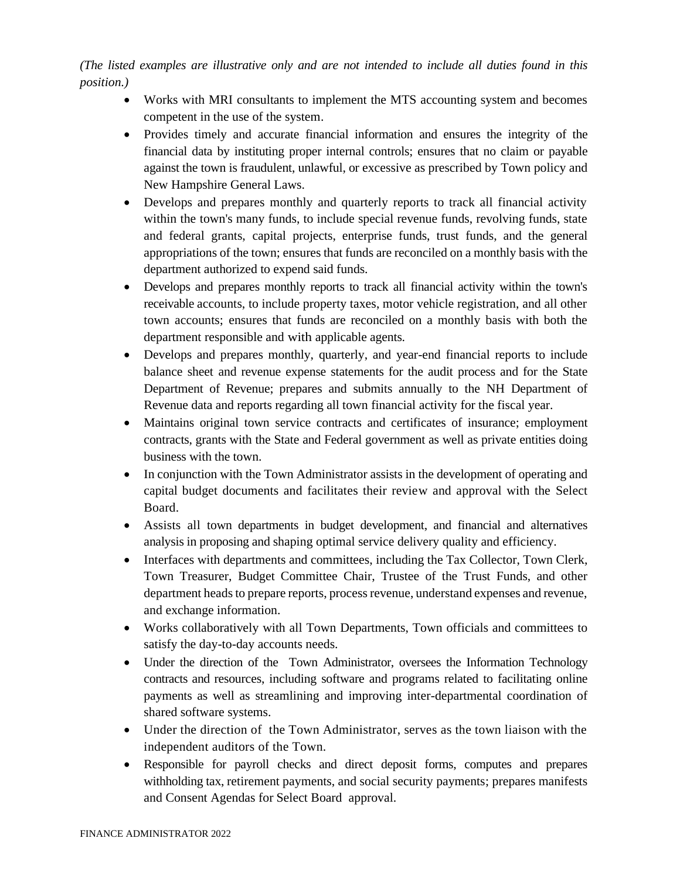*(The listed examples are illustrative only and are not intended to include all duties found in this position.)*

- Works with MRI consultants to implement the MTS accounting system and becomes competent in the use of the system.
- Provides timely and accurate financial information and ensures the integrity of the financial data by instituting proper internal controls; ensures that no claim or payable against the town is fraudulent, unlawful, or excessive as prescribed by Town policy and New Hampshire General Laws.
- Develops and prepares monthly and quarterly reports to track all financial activity within the town's many funds, to include special revenue funds, revolving funds, state and federal grants, capital projects, enterprise funds, trust funds, and the general appropriations of the town; ensures that funds are reconciled on a monthly basis with the department authorized to expend said funds.
- Develops and prepares monthly reports to track all financial activity within the town's receivable accounts, to include property taxes, motor vehicle registration, and all other town accounts; ensures that funds are reconciled on a monthly basis with both the department responsible and with applicable agents.
- Develops and prepares monthly, quarterly, and year-end financial reports to include balance sheet and revenue expense statements for the audit process and for the State Department of Revenue; prepares and submits annually to the NH Department of Revenue data and reports regarding all town financial activity for the fiscal year.
- Maintains original town service contracts and certificates of insurance; employment contracts, grants with the State and Federal government as well as private entities doing business with the town.
- In conjunction with the Town Administrator assists in the development of operating and capital budget documents and facilitates their review and approval with the Select Board.
- Assists all town departments in budget development, and financial and alternatives analysis in proposing and shaping optimal service delivery quality and efficiency.
- Interfaces with departments and committees, including the Tax Collector, Town Clerk, Town Treasurer, Budget Committee Chair, Trustee of the Trust Funds, and other department heads to prepare reports, process revenue, understand expenses and revenue, and exchange information.
- Works collaboratively with all Town Departments, Town officials and committees to satisfy the day-to-day accounts needs.
- Under the direction of the Town Administrator, oversees the Information Technology contracts and resources, including software and programs related to facilitating online payments as well as streamlining and improving inter-departmental coordination of shared software systems.
- Under the direction of the Town Administrator, serves as the town liaison with the independent auditors of the Town.
- Responsible for payroll checks and direct deposit forms, computes and prepares withholding tax, retirement payments, and social security payments; prepares manifests and Consent Agendas for Select Board approval.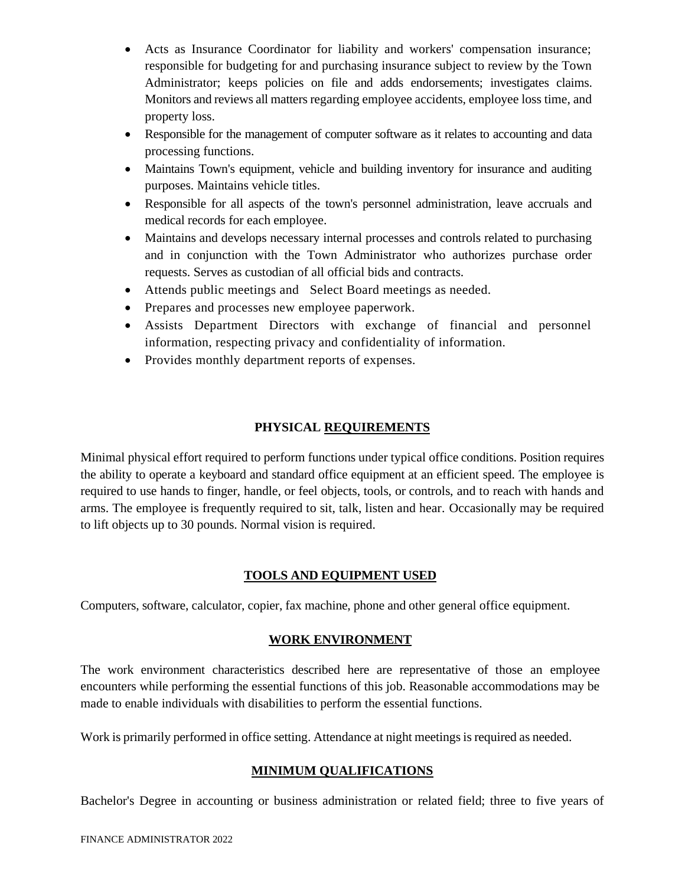- Acts as Insurance Coordinator for liability and workers' compensation insurance; responsible for budgeting for and purchasing insurance subject to review by the Town Administrator; keeps policies on file and adds endorsements; investigates claims. Monitors and reviews all matters regarding employee accidents, employee loss time, and property loss.
- Responsible for the management of computer software as it relates to accounting and data processing functions.
- Maintains Town's equipment, vehicle and building inventory for insurance and auditing purposes. Maintains vehicle titles.
- Responsible for all aspects of the town's personnel administration, leave accruals and medical records for each employee.
- Maintains and develops necessary internal processes and controls related to purchasing and in conjunction with the Town Administrator who authorizes purchase order requests. Serves as custodian of all official bids and contracts.
- Attends public meetings and Select Board meetings as needed.
- Prepares and processes new employee paperwork.
- Assists Department Directors with exchange of financial and personnel information, respecting privacy and confidentiality of information.
- Provides monthly department reports of expenses.

## PHYSICAL REQUIREMENTS

Minimal physical effort required to perform functions under typical office conditions. Position requires the ability to operate a keyboard and standard office equipment at an efficient speed. The employee is required to use hands to finger, handle, or feel objects, tools, or controls, and to reach with hands and arms. The employee is frequently required to sit, talk, listen and hear. Occasionally may be required to lift objects up to 30 pounds. Normal vision is required.

## TOOLS AND EQUIPMENT USED

Computers, software, calculator, copier, fax machine, phone and other general office equipment.

## WORK ENVIRONMENT

The work environment characteristics described here are representative of those an employee encounters while performing the essential functions of this job. Reasonable accommodations may be made to enable individuals with disabilities to perform the essential functions.

Work is primarily performed in office setting. Attendance at night meetings is required as needed.

## MINIMUM QUALIFICATIONS

Bachelor's Degree in accounting or business administration or related field; three to five years of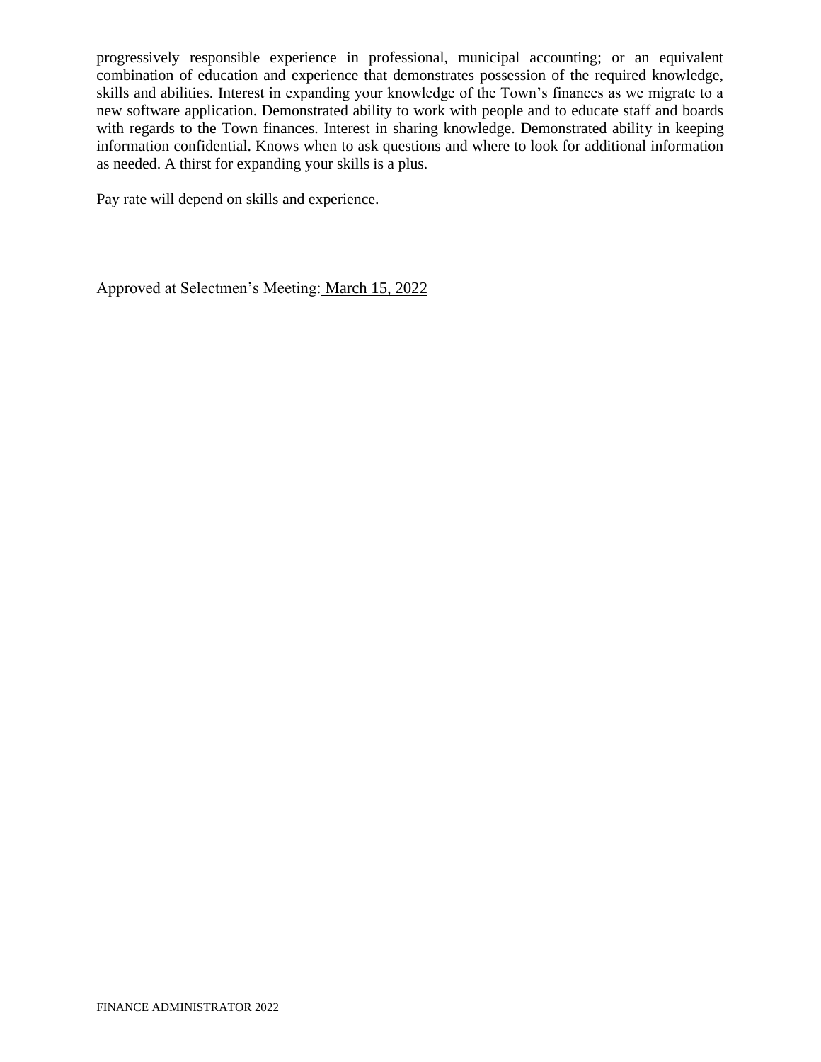progressively responsible experience in professional, municipal accounting; or an equivalent combination of education and experience that demonstrates possession of the required knowledge, skills and abilities. Interest in expanding your knowledge of the Town's finances as we migrate to a new software application. Demonstrated ability to work with people and to educate staff and boards with regards to the Town finances. Interest in sharing knowledge. Demonstrated ability in keeping information confidential. Knows when to ask questions and where to look for additional information as needed. A thirst for expanding your skills is a plus.

Pay rate will depend on skills and experience.

Approved at Selectmen's Meeting: March 15, 2022